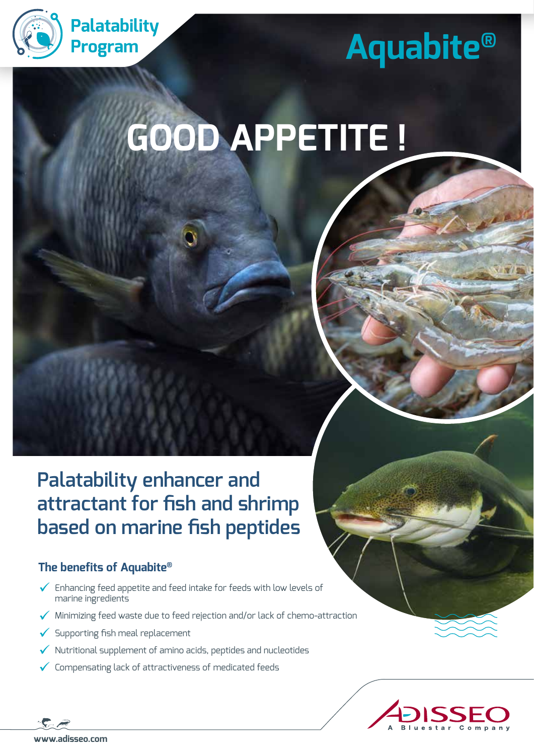Palatability Program

# Aquabite®

# GOOD APPETITE !

## Palatability enhancer and attractant for fish and shrimp based on marine fish peptides

### The benefits of Aquabite®

- ✓ Enhancing feed appetite and feed intake for feeds with low levels of marine ingredients
- ✓ Minimizing feed waste due to feed rejection and/or lack of chemo-attraction
- ✓ Supporting fish meal replacement
- ✓ Nutritional supplement of amino acids, peptides and nucleotides
- ✓ Compensating lack of attractiveness of medicated feeds

ADISSEO
A Bluestar Company

www.adisseo.com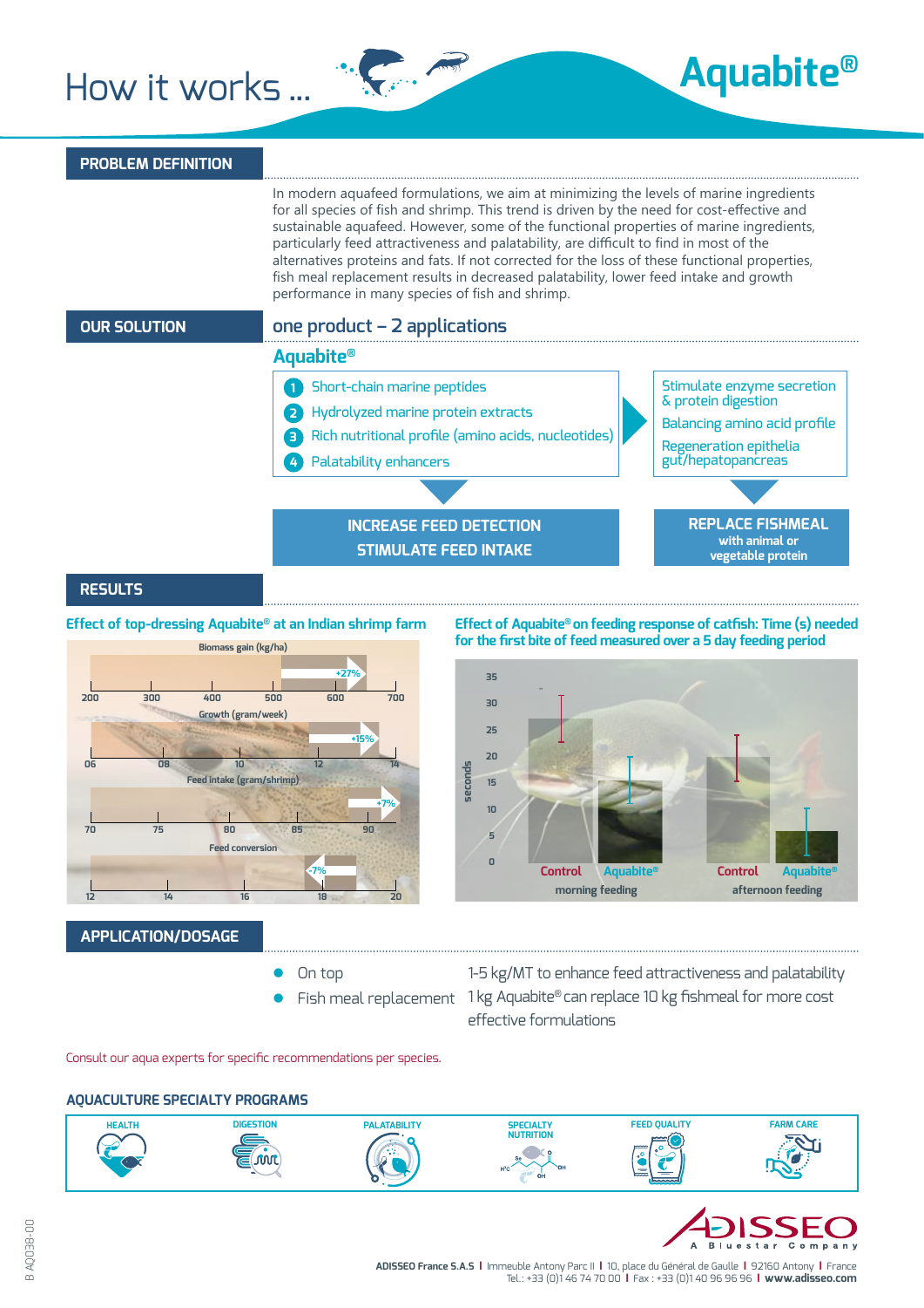# How it works ...

# Aquabite®

## PROBLEM DEFINITION

In modern aquafeed formulations, we aim at minimizing the levels of marine ingredients for all species of fish and shrimp. This trend is driven by the need for cost-effective and sustainable aquafeed. However, some of the functional properties of marine ingredients, particularly feed attractiveness and palatability, are difficult to find in most of the alternatives proteins and fats. If not corrected for the loss of these functional properties, fish meal replacement results in decreased palatability, lower feed intake and growth performance in many species of fish and shrimp.

## OUR SOLUTION

### one product – 2 applications

**Aquabite®**

1. Short-chain marine peptides
2. Hydrolyzed marine protein extracts
3. Rich nutritional profile (amino acids, nucleotides)
4. Palatability enhancers

- Stimulate enzyme secretion & protein digestion
- Balancing amino acid profile
- Regeneration epithelia gut/hepatopancreas

**INCREASE FEED DETECTION**
**STIMULATE FEED INTAKE**

**REPLACE FISHMEAL**
with animal or vegetable protein

## RESULTS

**Effect of top-dressing Aquabite® at an Indian shrimp farm**

Biomass gain (kg/ha)
+27%
200 300 400 500 600 700

Growth (gram/week)
+15%
06 08 10 12 14

Feed intake (gram/shrimp)
+7%
70 75 80 85 90

Feed conversion
-7%
12 14 16 18 20

**Effect of Aquabite® on feeding response of catfish: Time (s) needed for the first bite of feed measured over a 5 day feeding period**

seconds
35 30 25 20 15 10 5 0
Control Aquabite®
morning feeding
Control Aquabite®
afternoon feeding

## APPLICATION/DOSAGE

- On top — 1-5 kg/MT to enhance feed attractiveness and palatability
- Fish meal replacement — 1 kg Aquabite® can replace 10 kg fishmeal for more cost effective formulations

Consult our aqua experts for specific recommendations per species.

### AQUACULTURE SPECIALTY PROGRAMS

HEALTH | DIGESTION | PALATABILITY | SPECIALTY NUTRITION | FEED QUALITY | FARM CARE

ADISSEO — A Bluestar Company

**ADISSEO France S.A.S** I Immeuble Antony Parc II I 10, place du Général de Gaulle I 92160 Antony I France
Tel.: +33 (0)1 46 74 70 00 I Fax : +33 (0)1 40 96 96 96 I **www.adisseo.com**

B AQ038-00